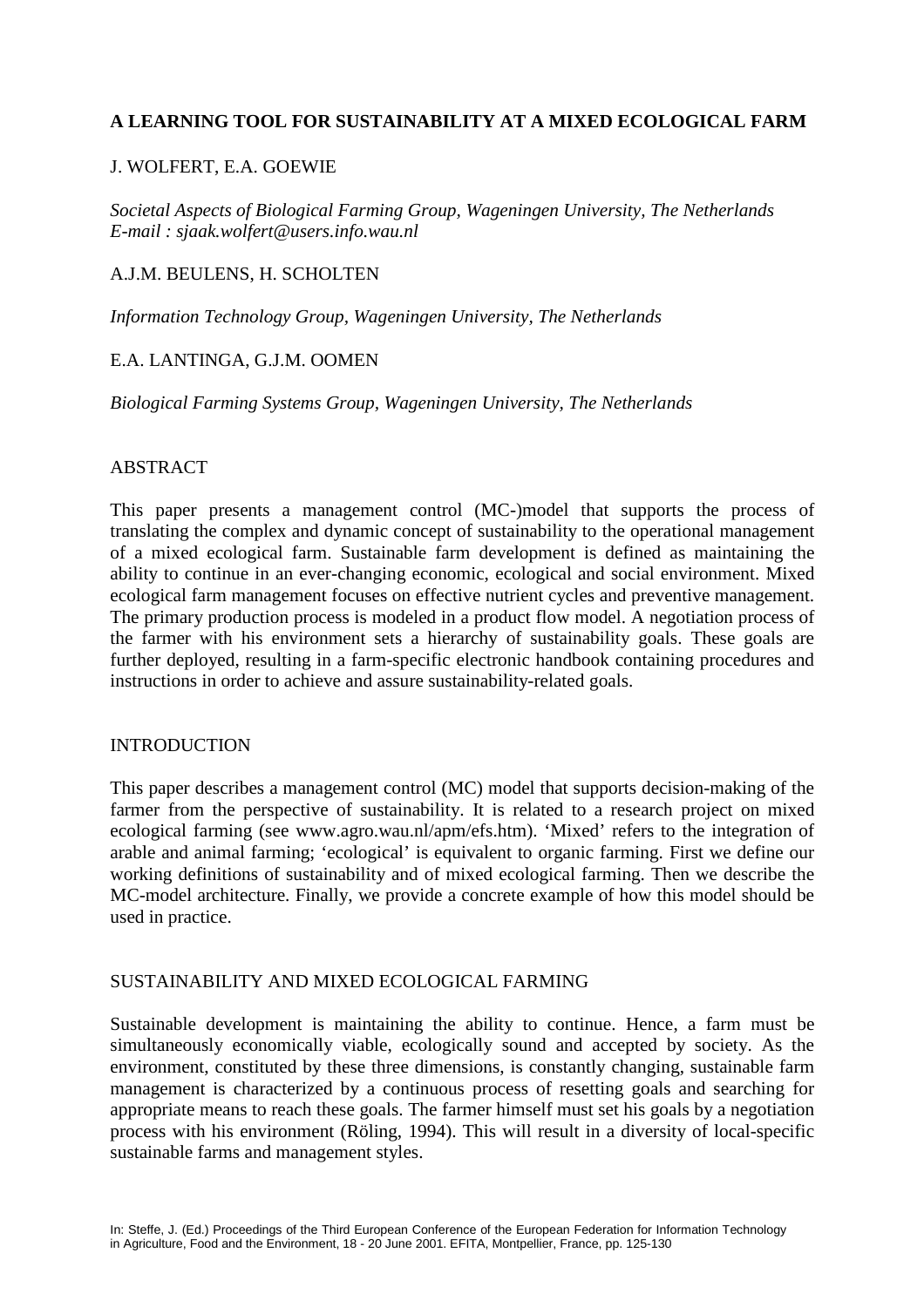# A LEARNING TOOL FOR SUSTAINABILITY AT A MIXED ECOLOGICAL FARM

J. WOLFERT, E.A. GOEWIE

*Societal Aspects of Biological Farming Group, Wageningen University, The Netherlands*
*E-mail : sjaak.wolfert@users.info.wau.nl*

A.J.M. BEULENS, H. SCHOLTEN

*Information Technology Group, Wageningen University, The Netherlands*

E.A. LANTINGA, G.J.M. OOMEN

*Biological Farming Systems Group, Wageningen University, The Netherlands*

## ABSTRACT

This paper presents a management control (MC-)model that supports the process of translating the complex and dynamic concept of sustainability to the operational management of a mixed ecological farm. Sustainable farm development is defined as maintaining the ability to continue in an ever-changing economic, ecological and social environment. Mixed ecological farm management focuses on effective nutrient cycles and preventive management. The primary production process is modeled in a product flow model. A negotiation process of the farmer with his environment sets a hierarchy of sustainability goals. These goals are further deployed, resulting in a farm-specific electronic handbook containing procedures and instructions in order to achieve and assure sustainability-related goals.

## INTRODUCTION

This paper describes a management control (MC) model that supports decision-making of the farmer from the perspective of sustainability. It is related to a research project on mixed ecological farming (see www.agro.wau.nl/apm/efs.htm). 'Mixed' refers to the integration of arable and animal farming; 'ecological' is equivalent to organic farming. First we define our working definitions of sustainability and of mixed ecological farming. Then we describe the MC-model architecture. Finally, we provide a concrete example of how this model should be used in practice.

## SUSTAINABILITY AND MIXED ECOLOGICAL FARMING

Sustainable development is maintaining the ability to continue. Hence, a farm must be simultaneously economically viable, ecologically sound and accepted by society. As the environment, constituted by these three dimensions, is constantly changing, sustainable farm management is characterized by a continuous process of resetting goals and searching for appropriate means to reach these goals. The farmer himself must set his goals by a negotiation process with his environment (Röling, 1994). This will result in a diversity of local-specific sustainable farms and management styles.

In: Steffe, J. (Ed.) Proceedings of the Third European Conference of the European Federation for Information Technology in Agriculture, Food and the Environment, 18 - 20 June 2001. EFITA, Montpellier, France, pp. 125-130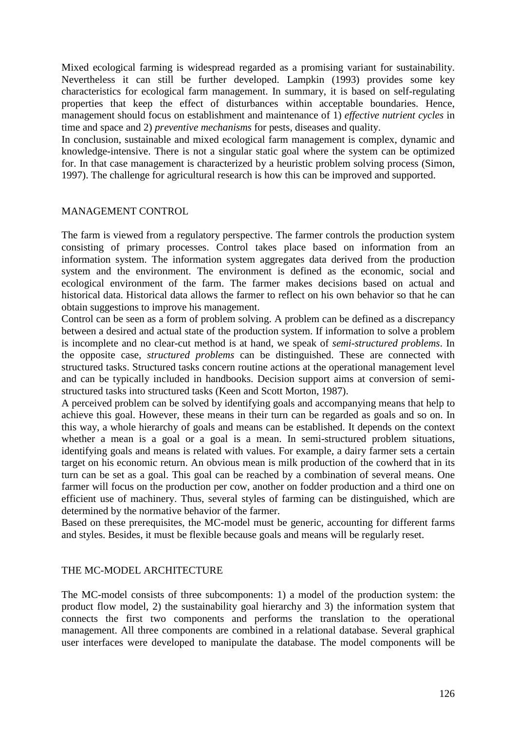Mixed ecological farming is widespread regarded as a promising variant for sustainability. Nevertheless it can still be further developed. Lampkin (1993) provides some key characteristics for ecological farm management. In summary, it is based on self-regulating properties that keep the effect of disturbances within acceptable boundaries. Hence, management should focus on establishment and maintenance of 1) *effective nutrient cycles* in time and space and 2) *preventive mechanisms* for pests, diseases and quality.

In conclusion, sustainable and mixed ecological farm management is complex, dynamic and knowledge-intensive. There is not a singular static goal where the system can be optimized for. In that case management is characterized by a heuristic problem solving process (Simon, 1997). The challenge for agricultural research is how this can be improved and supported.

## MANAGEMENT CONTROL

The farm is viewed from a regulatory perspective. The farmer controls the production system consisting of primary processes. Control takes place based on information from an information system. The information system aggregates data derived from the production system and the environment. The environment is defined as the economic, social and ecological environment of the farm. The farmer makes decisions based on actual and historical data. Historical data allows the farmer to reflect on his own behavior so that he can obtain suggestions to improve his management.

Control can be seen as a form of problem solving. A problem can be defined as a discrepancy between a desired and actual state of the production system. If information to solve a problem is incomplete and no clear-cut method is at hand, we speak of *semi-structured problems*. In the opposite case, *structured problems* can be distinguished. These are connected with structured tasks. Structured tasks concern routine actions at the operational management level and can be typically included in handbooks. Decision support aims at conversion of semi-structured tasks into structured tasks (Keen and Scott Morton, 1987).

A perceived problem can be solved by identifying goals and accompanying means that help to achieve this goal. However, these means in their turn can be regarded as goals and so on. In this way, a whole hierarchy of goals and means can be established. It depends on the context whether a mean is a goal or a goal is a mean. In semi-structured problem situations, identifying goals and means is related with values. For example, a dairy farmer sets a certain target on his economic return. An obvious mean is milk production of the cowherd that in its turn can be set as a goal. This goal can be reached by a combination of several means. One farmer will focus on the production per cow, another on fodder production and a third one on efficient use of machinery. Thus, several styles of farming can be distinguished, which are determined by the normative behavior of the farmer.

Based on these prerequisites, the MC-model must be generic, accounting for different farms and styles. Besides, it must be flexible because goals and means will be regularly reset.

## THE MC-MODEL ARCHITECTURE

The MC-model consists of three subcomponents: 1) a model of the production system: the product flow model, 2) the sustainability goal hierarchy and 3) the information system that connects the first two components and performs the translation to the operational management. All three components are combined in a relational database. Several graphical user interfaces were developed to manipulate the database. The model components will be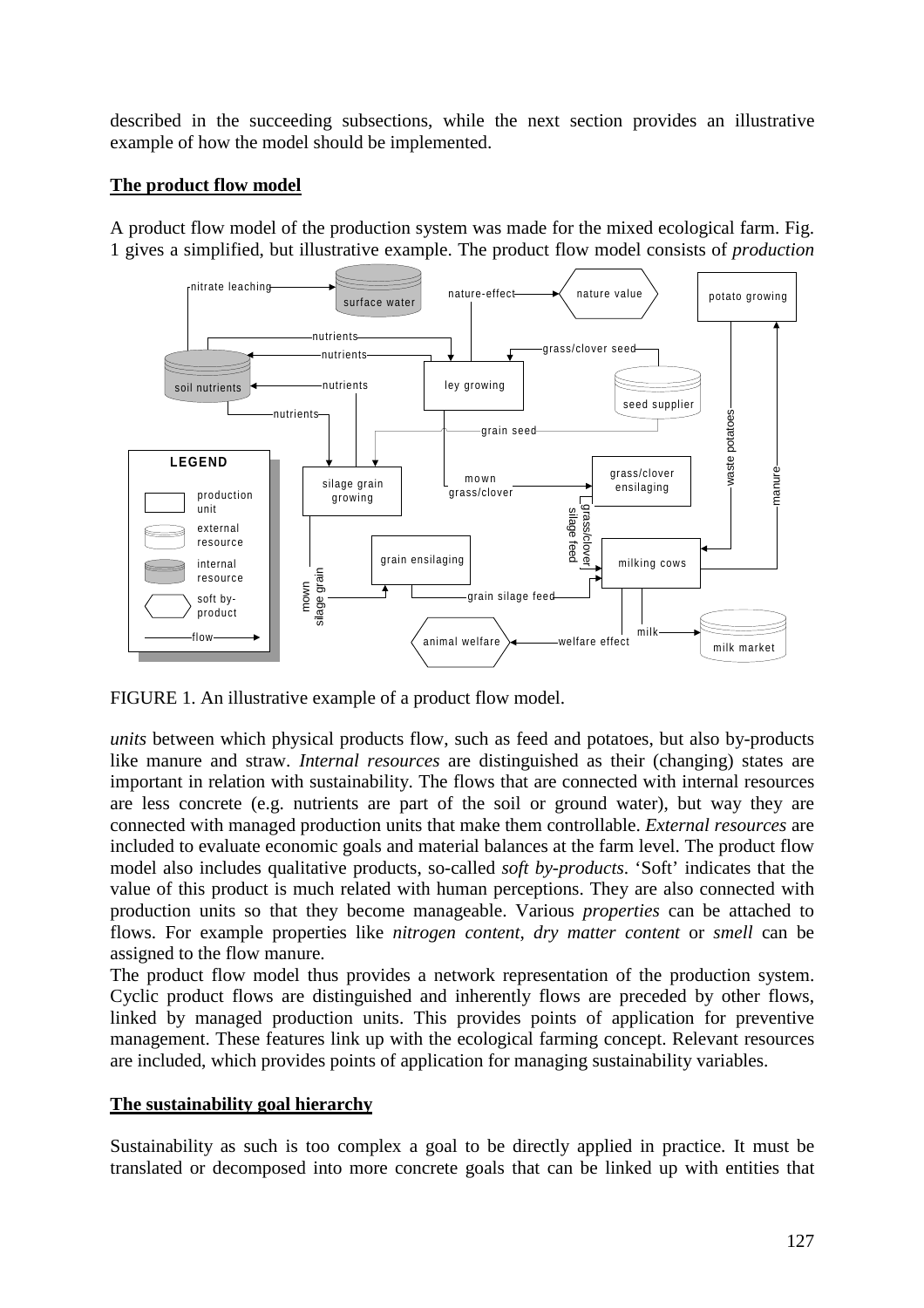described in the succeeding subsections, while the next section provides an illustrative example of how the model should be implemented.

## The product flow model

A product flow model of the production system was made for the mixed ecological farm. Fig. 1 gives a simplified, but illustrative example. The product flow model consists of *production units* between which physical products flow, such as feed and potatoes, but also by-products like manure and straw. *Internal resources* are distinguished as their (changing) states are important in relation with sustainability. The flows that are connected with internal resources are less concrete (e.g. nutrients are part of the soil or ground water), but way they are connected with managed production units that make them controllable. *External resources* are included to evaluate economic goals and material balances at the farm level. The product flow model also includes qualitative products, so-called *soft by-products*. 'Soft' indicates that the value of this product is much related with human perceptions. They are also connected with production units so that they become manageable. Various *properties* can be attached to flows. For example properties like *nitrogen content*, *dry matter content* or *smell* can be assigned to the flow manure.

FIGURE 1. An illustrative example of a product flow model.

The product flow model thus provides a network representation of the production system. Cyclic product flows are distinguished and inherently flows are preceded by other flows, linked by managed production units. This provides points of application for preventive management. These features link up with the ecological farming concept. Relevant resources are included, which provides points of application for managing sustainability variables.

## The sustainability goal hierarchy

Sustainability as such is too complex a goal to be directly applied in practice. It must be translated or decomposed into more concrete goals that can be linked up with entities that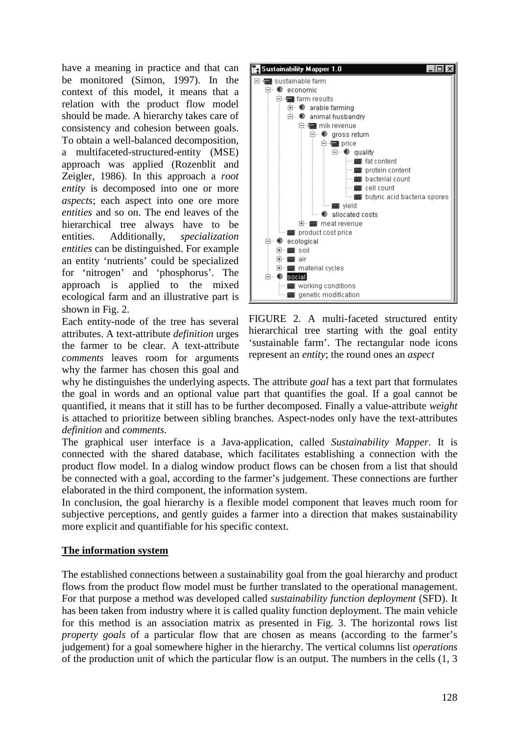have a meaning in practice and that can be monitored (Simon, 1997). In the context of this model, it means that a relation with the product flow model should be made. A hierarchy takes care of consistency and cohesion between goals. To obtain a well-balanced decomposition, a multifaceted-structured-entity (MSE) approach was applied (Rozenblit and Zeigler, 1986). In this approach a *root entity* is decomposed into one or more *aspects*; each aspect into one ore more *entities* and so on. The end leaves of the hierarchical tree always have to be entities. Additionally, *specialization entities* can be distinguished. For example an entity 'nutrients' could be specialized for 'nitrogen' and 'phosphorus'. The approach is applied to the mixed ecological farm and an illustrative part is shown in Fig. 2.

FIGURE 2. A multi-faceted structured entity hierarchical tree starting with the goal entity 'sustainable farm'. The rectangular node icons represent an *entity*; the round ones an *aspect*

Each entity-node of the tree has several attributes. A text-attribute *definition* urges the farmer to be clear. A text-attribute *comments* leaves room for arguments why the farmer has chosen this goal and why he distinguishes the underlying aspects. The attribute *goal* has a text part that formulates the goal in words and an optional value part that quantifies the goal. If a goal cannot be quantified, it means that it still has to be further decomposed. Finally a value-attribute *weight* is attached to prioritize between sibling branches. Aspect-nodes only have the text-attributes *definition* and *comments*.

The graphical user interface is a Java-application, called *Sustainability Mapper*. It is connected with the shared database, which facilitates establishing a connection with the product flow model. In a dialog window product flows can be chosen from a list that should be connected with a goal, according to the farmer's judgement. These connections are further elaborated in the third component, the information system.

In conclusion, the goal hierarchy is a flexible model component that leaves much room for subjective perceptions, and gently guides a farmer into a direction that makes sustainability more explicit and quantifiable for his specific context.

**The information system**

The established connections between a sustainability goal from the goal hierarchy and product flows from the product flow model must be further translated to the operational management. For that purpose a method was developed called *sustainability function deployment* (SFD). It has been taken from industry where it is called quality function deployment. The main vehicle for this method is an association matrix as presented in Fig. 3. The horizontal rows list *property goals* of a particular flow that are chosen as means (according to the farmer's judgement) for a goal somewhere higher in the hierarchy. The vertical columns list *operations* of the production unit of which the particular flow is an output. The numbers in the cells (1, 3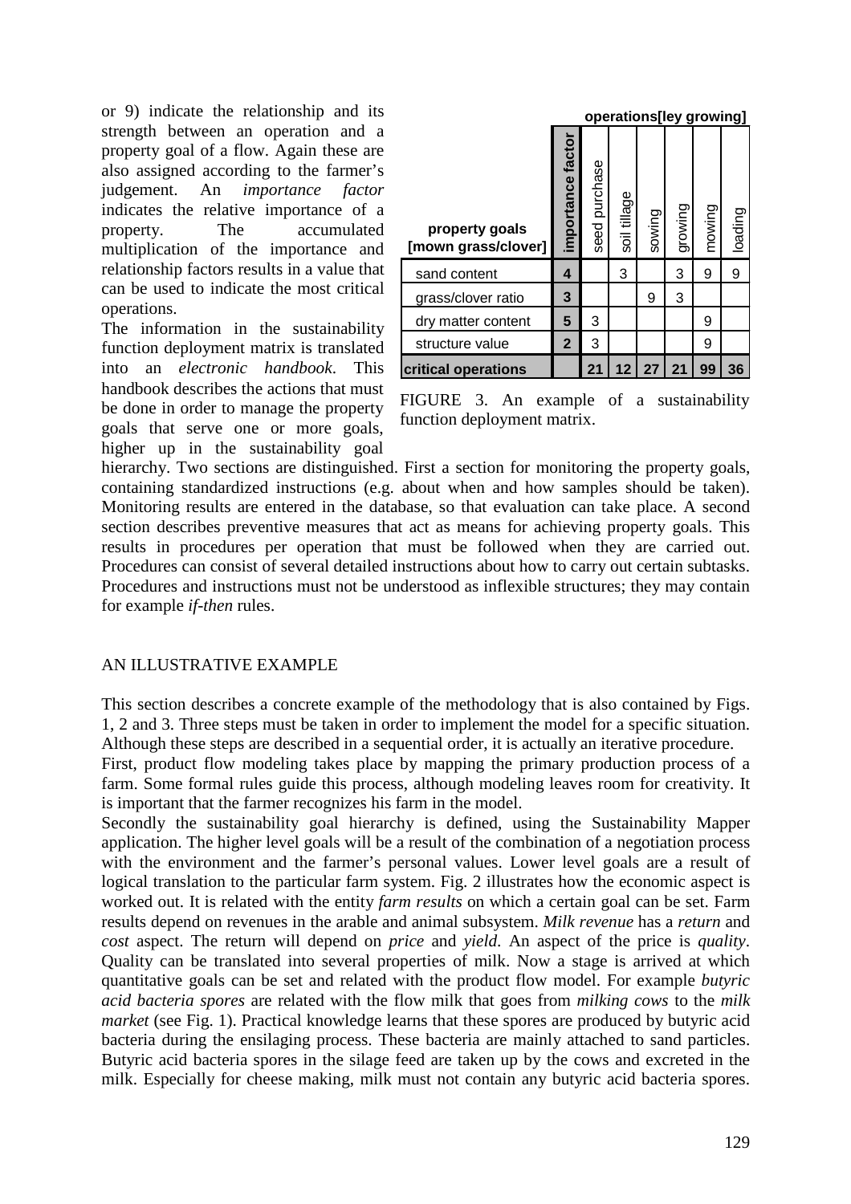or 9) indicate the relationship and its strength between an operation and a property goal of a flow. Again these are also assigned according to the farmer's judgement. An *importance factor* indicates the relative importance of a property. The accumulated multiplication of the importance and relationship factors results in a value that can be used to indicate the most critical operations.

The information in the sustainability function deployment matrix is translated into an *electronic handbook*. This handbook describes the actions that must be done in order to manage the property goals that serve one or more goals, higher up in the sustainability goal hierarchy. Two sections are distinguished. First a section for monitoring the property goals, containing standardized instructions (e.g. about when and how samples should be taken). Monitoring results are entered in the database, so that evaluation can take place. A second section describes preventive measures that act as means for achieving property goals. This results in procedures per operation that must be followed when they are carried out. Procedures can consist of several detailed instructions about how to carry out certain subtasks. Procedures and instructions must not be understood as inflexible structures; they may contain for example *if-then* rules.

| | | operations[ley growing] | | | | | |
|---|---|---|---|---|---|---|---|
| **property goals [mown grass/clover]** | **importance factor** | seed purchase | soil tillage | sowing | growing | mowing | loading |
| sand content | **4** | | 3 | | 3 | 9 | 9 |
| grass/clover ratio | **3** | | | 9 | 3 | | |
| dry matter content | **5** | 3 | | | | 9 | |
| structure value | **2** | 3 | | | | 9 | |
| **critical operations** | | **21** | **12** | **27** | **21** | **99** | **36** |

FIGURE 3. An example of a sustainability function deployment matrix.

## AN ILLUSTRATIVE EXAMPLE

This section describes a concrete example of the methodology that is also contained by Figs. 1, 2 and 3. Three steps must be taken in order to implement the model for a specific situation. Although these steps are described in a sequential order, it is actually an iterative procedure.

First, product flow modeling takes place by mapping the primary production process of a farm. Some formal rules guide this process, although modeling leaves room for creativity. It is important that the farmer recognizes his farm in the model.

Secondly the sustainability goal hierarchy is defined, using the Sustainability Mapper application. The higher level goals will be a result of the combination of a negotiation process with the environment and the farmer's personal values. Lower level goals are a result of logical translation to the particular farm system. Fig. 2 illustrates how the economic aspect is worked out. It is related with the entity *farm results* on which a certain goal can be set. Farm results depend on revenues in the arable and animal subsystem. *Milk revenue* has a *return* and *cost* aspect. The return will depend on *price* and *yield*. An aspect of the price is *quality*. Quality can be translated into several properties of milk. Now a stage is arrived at which quantitative goals can be set and related with the product flow model. For example *butyric acid bacteria spores* are related with the flow milk that goes from *milking cows* to the *milk market* (see Fig. 1). Practical knowledge learns that these spores are produced by butyric acid bacteria during the ensilaging process. These bacteria are mainly attached to sand particles. Butyric acid bacteria spores in the silage feed are taken up by the cows and excreted in the milk. Especially for cheese making, milk must not contain any butyric acid bacteria spores.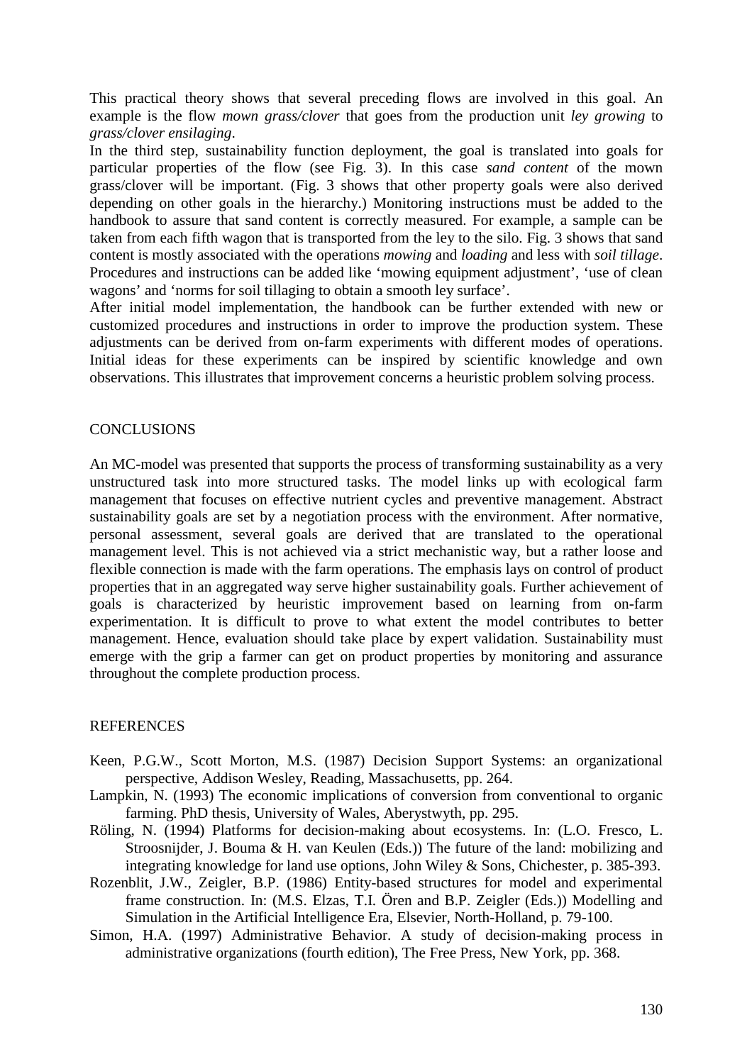This practical theory shows that several preceding flows are involved in this goal. An example is the flow *mown grass/clover* that goes from the production unit *ley growing* to *grass/clover ensilaging*.

In the third step, sustainability function deployment, the goal is translated into goals for particular properties of the flow (see Fig. 3). In this case *sand content* of the mown grass/clover will be important. (Fig. 3 shows that other property goals were also derived depending on other goals in the hierarchy.) Monitoring instructions must be added to the handbook to assure that sand content is correctly measured. For example, a sample can be taken from each fifth wagon that is transported from the ley to the silo. Fig. 3 shows that sand content is mostly associated with the operations *mowing* and *loading* and less with *soil tillage*. Procedures and instructions can be added like 'mowing equipment adjustment', 'use of clean wagons' and 'norms for soil tillaging to obtain a smooth ley surface'.

After initial model implementation, the handbook can be further extended with new or customized procedures and instructions in order to improve the production system. These adjustments can be derived from on-farm experiments with different modes of operations. Initial ideas for these experiments can be inspired by scientific knowledge and own observations. This illustrates that improvement concerns a heuristic problem solving process.

## CONCLUSIONS

An MC-model was presented that supports the process of transforming sustainability as a very unstructured task into more structured tasks. The model links up with ecological farm management that focuses on effective nutrient cycles and preventive management. Abstract sustainability goals are set by a negotiation process with the environment. After normative, personal assessment, several goals are derived that are translated to the operational management level. This is not achieved via a strict mechanistic way, but a rather loose and flexible connection is made with the farm operations. The emphasis lays on control of product properties that in an aggregated way serve higher sustainability goals. Further achievement of goals is characterized by heuristic improvement based on learning from on-farm experimentation. It is difficult to prove to what extent the model contributes to better management. Hence, evaluation should take place by expert validation. Sustainability must emerge with the grip a farmer can get on product properties by monitoring and assurance throughout the complete production process.

## REFERENCES

Keen, P.G.W., Scott Morton, M.S. (1987) Decision Support Systems: an organizational perspective, Addison Wesley, Reading, Massachusetts, pp. 264.

Lampkin, N. (1993) The economic implications of conversion from conventional to organic farming. PhD thesis, University of Wales, Aberystwyth, pp. 295.

Röling, N. (1994) Platforms for decision-making about ecosystems. In: (L.O. Fresco, L. Stroosnijder, J. Bouma & H. van Keulen (Eds.)) The future of the land: mobilizing and integrating knowledge for land use options, John Wiley & Sons, Chichester, p. 385-393.

Rozenblit, J.W., Zeigler, B.P. (1986) Entity-based structures for model and experimental frame construction. In: (M.S. Elzas, T.I. Ören and B.P. Zeigler (Eds.)) Modelling and Simulation in the Artificial Intelligence Era, Elsevier, North-Holland, p. 79-100.

Simon, H.A. (1997) Administrative Behavior. A study of decision-making process in administrative organizations (fourth edition), The Free Press, New York, pp. 368.